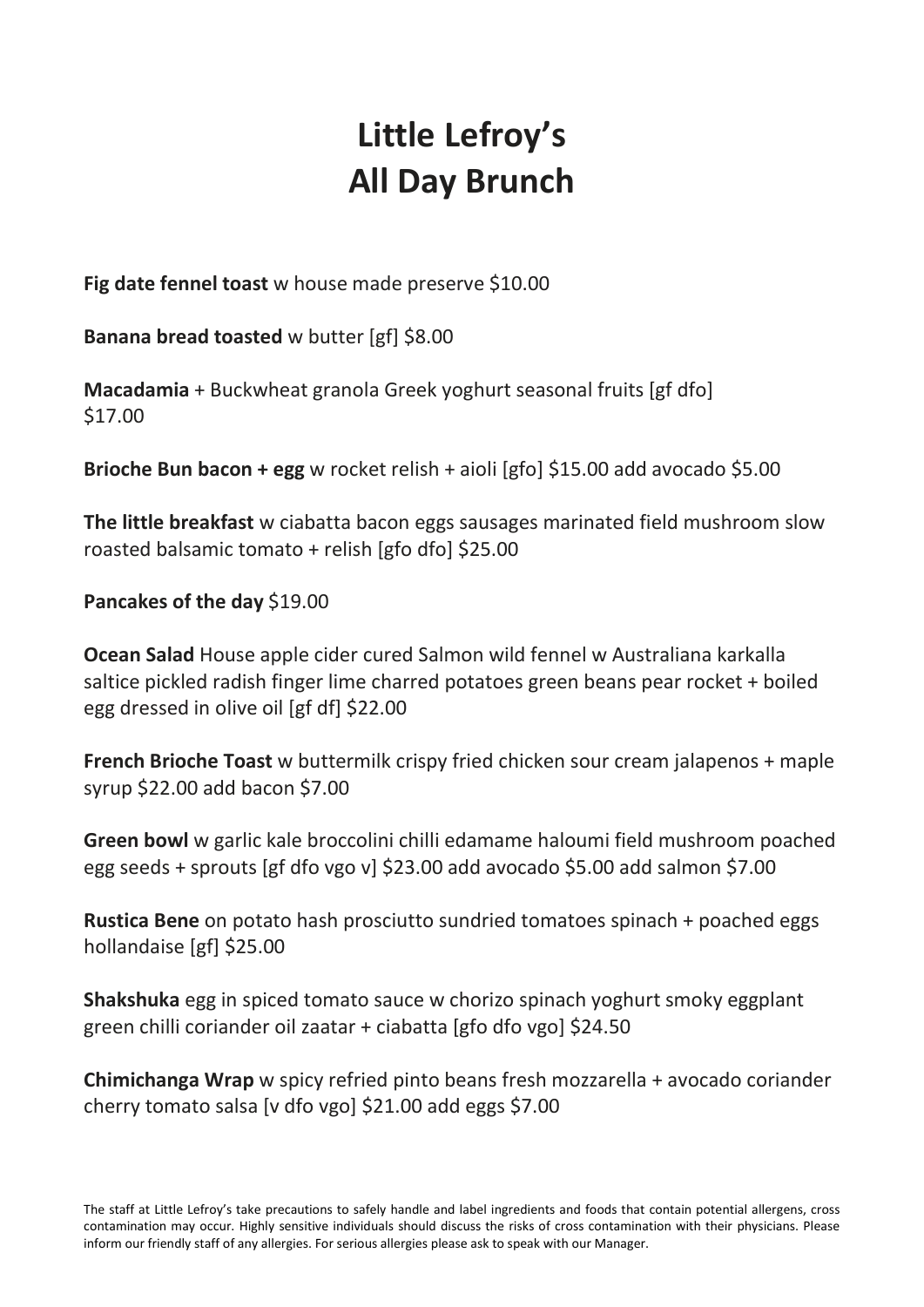# Little Lefroy's
# All Day Brunch

**Fig date fennel toast** w house made preserve $10.00

**Banana bread toasted** w butter [gf] $8.00

**Macadamia** + Buckwheat granola Greek yoghurt seasonal fruits [gf dfo] $17.00

**Brioche Bun bacon + egg** w rocket relish + aioli [gfo] $15.00 add avocado $5.00

**The little breakfast** w ciabatta bacon eggs sausages marinated field mushroom slow roasted balsamic tomato + relish [gfo dfo] $25.00

**Pancakes of the day** $19.00

**Ocean Salad** House apple cider cured Salmon wild fennel w Australiana karkalla saltice pickled radish finger lime charred potatoes green beans pear rocket + boiled egg dressed in olive oil [gf df] $22.00

**French Brioche Toast** w buttermilk crispy fried chicken sour cream jalapenos + maple syrup $22.00 add bacon $7.00

**Green bowl** w garlic kale broccolini chilli edamame haloumi field mushroom poached egg seeds + sprouts [gf dfo vgo v] $23.00 add avocado $5.00 add salmon $7.00

**Rustica Bene** on potato hash prosciutto sundried tomatoes spinach + poached eggs hollandaise [gf] $25.00

**Shakshuka** egg in spiced tomato sauce w chorizo spinach yoghurt smoky eggplant green chilli coriander oil zaatar + ciabatta [gfo dfo vgo] $24.50

**Chimichanga Wrap** w spicy refried pinto beans fresh mozzarella + avocado coriander cherry tomato salsa [v dfo vgo] $21.00 add eggs $7.00

The staff at Little Lefroy's take precautions to safely handle and label ingredients and foods that contain potential allergens, cross contamination may occur. Highly sensitive individuals should discuss the risks of cross contamination with their physicians. Please inform our friendly staff of any allergies. For serious allergies please ask to speak with our Manager.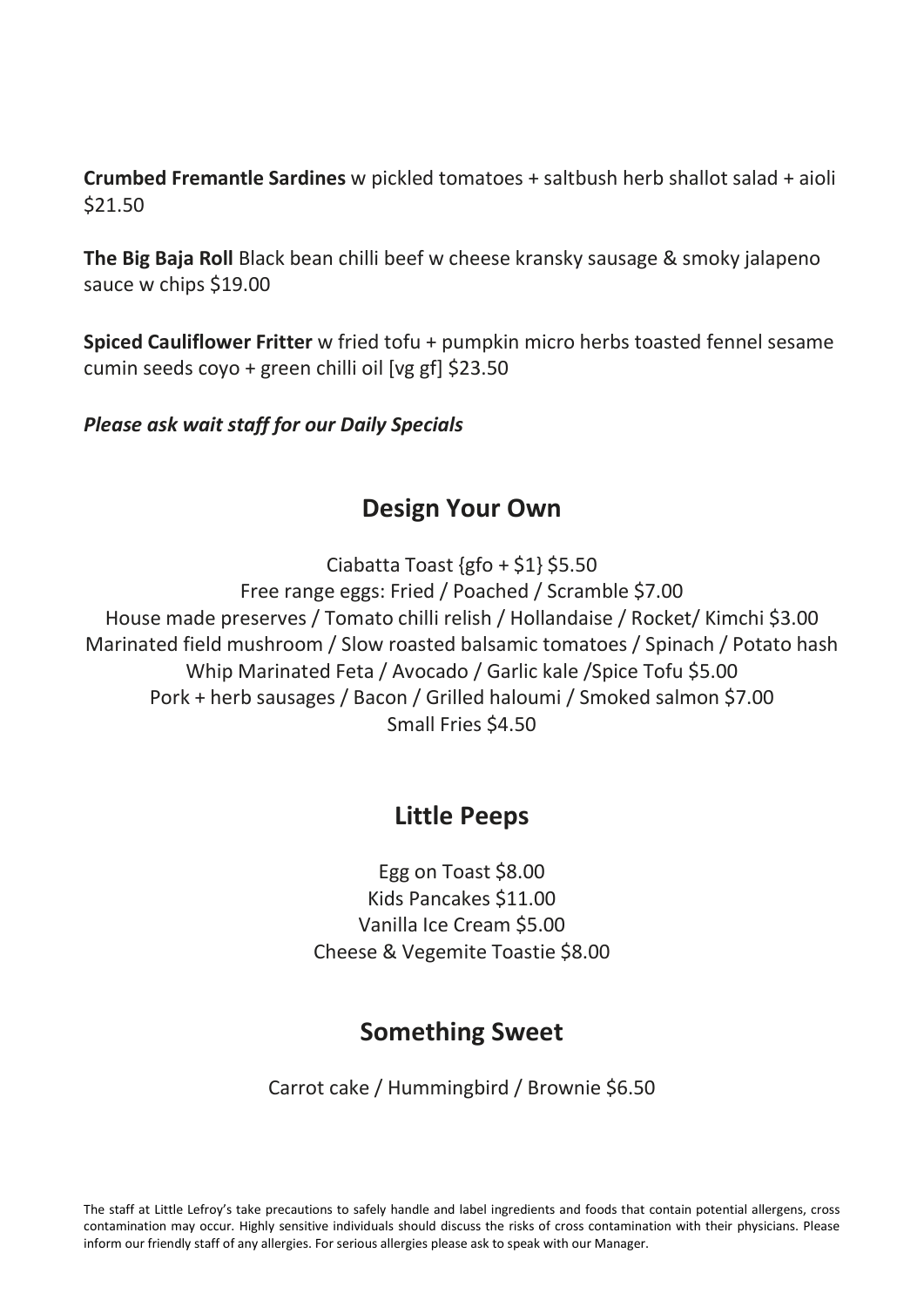**Crumbed Fremantle Sardines** w pickled tomatoes + saltbush herb shallot salad + aioli $21.50

**The Big Baja Roll** Black bean chilli beef w cheese kransky sausage & smoky jalapeno sauce w chips $19.00

**Spiced Cauliflower Fritter** w fried tofu + pumpkin micro herbs toasted fennel sesame cumin seeds coyo + green chilli oil [vg gf] $23.50

***Please ask wait staff for our Daily Specials***

## Design Your Own

Ciabatta Toast {gfo + $1} $5.50
Free range eggs: Fried / Poached / Scramble $7.00
House made preserves / Tomato chilli relish / Hollandaise / Rocket/ Kimchi $3.00
Marinated field mushroom / Slow roasted balsamic tomatoes / Spinach / Potato hash
Whip Marinated Feta / Avocado / Garlic kale /Spice Tofu $5.00
Pork + herb sausages / Bacon / Grilled haloumi / Smoked salmon $7.00
Small Fries $4.50

## Little Peeps

Egg on Toast $8.00
Kids Pancakes $11.00
Vanilla Ice Cream $5.00
Cheese & Vegemite Toastie $8.00

## Something Sweet

Carrot cake / Hummingbird / Brownie $6.50

The staff at Little Lefroy's take precautions to safely handle and label ingredients and foods that contain potential allergens, cross contamination may occur. Highly sensitive individuals should discuss the risks of cross contamination with their physicians. Please inform our friendly staff of any allergies. For serious allergies please ask to speak with our Manager.